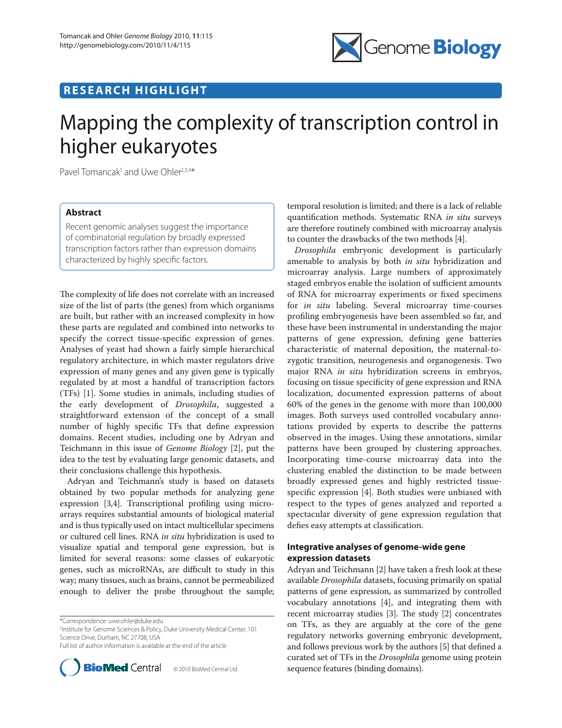RESEARCH HIGHLIGHT

# Mapping the complexity of transcription control in higher eukaryotes

Pavel Tomancak[1] and Uwe Ohler[2,3,4]*

## Abstract

Recent genomic analyses suggest the importance of combinatorial regulation by broadly expressed transcription factors rather than expression domains characterized by highly specific factors.

The complexity of life does not correlate with an increased size of the list of parts (the genes) from which organisms are built, but rather with an increased complexity in how these parts are regulated and combined into networks to specify the correct tissue-specific expression of genes. Analyses of yeast had shown a fairly simple hierarchical regulatory architecture, in which master regulators drive expression of many genes and any given gene is typically regulated by at most a handful of transcription factors (TFs) [1]. Some studies in animals, including studies of the early development of *Drosophila*, suggested a straightforward extension of the concept of a small number of highly specific TFs that define expression domains. Recent studies, including one by Adryan and Teichmann in this issue of *Genome Biology* [2], put the idea to the test by evaluating large genomic datasets, and their conclusions challenge this hypothesis.

Adryan and Teichmann's study is based on datasets obtained by two popular methods for analyzing gene expression [3,4]. Transcriptional profiling using microarrays requires substantial amounts of biological material and is thus typically used on intact multicellular specimens or cultured cell lines. RNA *in situ* hybridization is used to visualize spatial and temporal gene expression, but is limited for several reasons: some classes of eukaryotic genes, such as microRNAs, are difficult to study in this way; many tissues, such as brains, cannot be permeabilized enough to deliver the probe throughout the sample; temporal resolution is limited; and there is a lack of reliable quantification methods. Systematic RNA *in situ* surveys are therefore routinely combined with microarray analysis to counter the drawbacks of the two methods [4].

*Drosophila* embryonic development is particularly amenable to analysis by both *in situ* hybridization and microarray analysis. Large numbers of approximately staged embryos enable the isolation of sufficient amounts of RNA for microarray experiments or fixed specimens for *in situ* labeling. Several microarray time-courses profiling embryogenesis have been assembled so far, and these have been instrumental in understanding the major patterns of gene expression, defining gene batteries characteristic of maternal deposition, the maternal-to-zygotic transition, neurogenesis and organogenesis. Two major RNA *in situ* hybridization screens in embryos, focusing on tissue specificity of gene expression and RNA localization, documented expression patterns of about 60% of the genes in the genome with more than 100,000 images. Both surveys used controlled vocabulary annotations provided by experts to describe the patterns observed in the images. Using these annotations, similar patterns have been grouped by clustering approaches. Incorporating time-course microarray data into the clustering enabled the distinction to be made between broadly expressed genes and highly restricted tissue-specific expression [4]. Both studies were unbiased with respect to the types of genes analyzed and reported a spectacular diversity of gene expression regulation that defies easy attempts at classification.

### Integrative analyses of genome-wide gene expression datasets

Adryan and Teichmann [2] have taken a fresh look at these available *Drosophila* datasets, focusing primarily on spatial patterns of gene expression, as summarized by controlled vocabulary annotations [4], and integrating them with recent microarray studies [3]. The study [2] concentrates on TFs, as they are arguably at the core of the gene regulatory networks governing embryonic development, and follows previous work by the authors [5] that defined a curated set of TFs in the *Drosophila* genome using protein sequence features (binding domains).

*Correspondence: uwe.ohler@duke.edu
[2]Institute for Genome Sciences & Policy, Duke University Medical Center, 101 Science Drive, Durham, NC 27708, USA
Full list of author information is available at the end of the article

© 2010 BioMed Central Ltd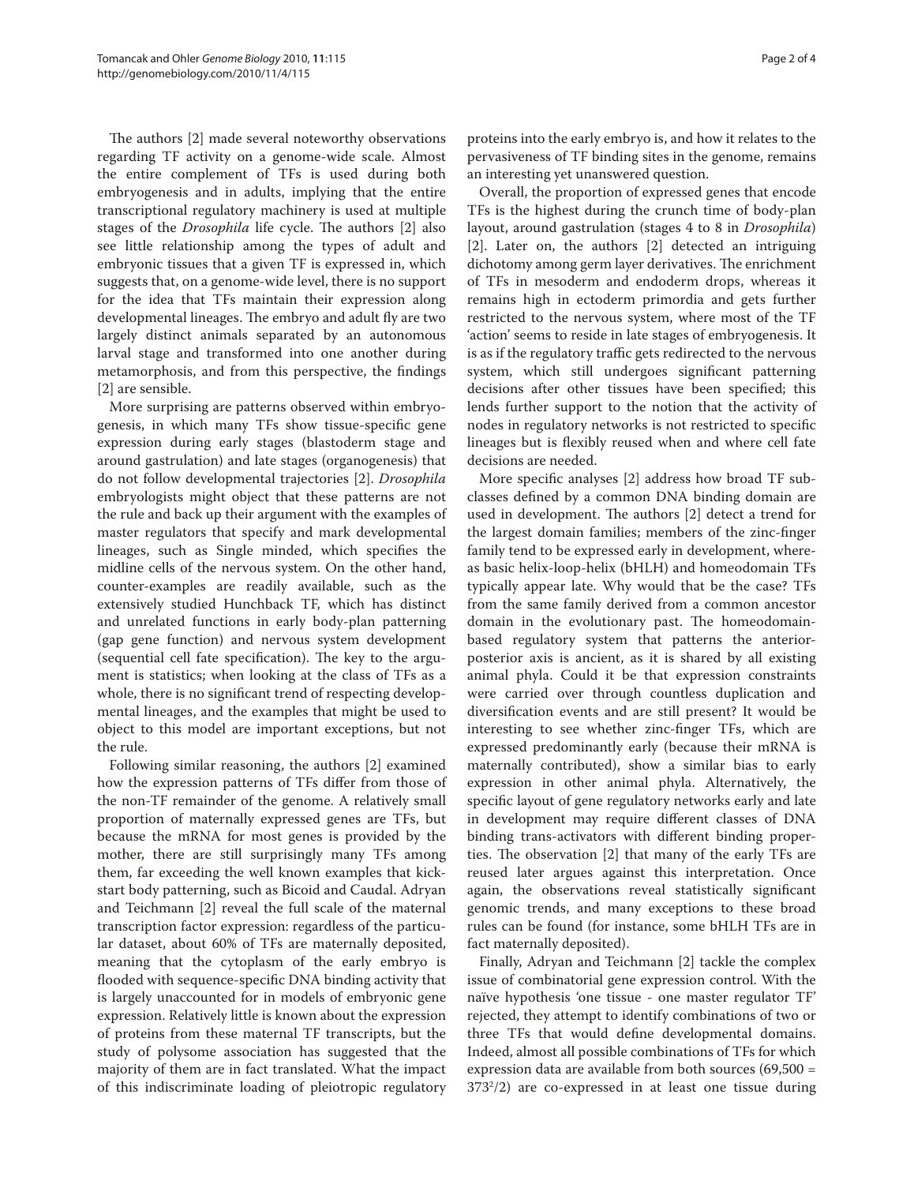The authors [2] made several noteworthy observations regarding TF activity on a genome-wide scale. Almost the entire complement of TFs is used during both embryogenesis and in adults, implying that the entire transcriptional regulatory machinery is used at multiple stages of the *Drosophila* life cycle. The authors [2] also see little relationship among the types of adult and embryonic tissues that a given TF is expressed in, which suggests that, on a genome-wide level, there is no support for the idea that TFs maintain their expression along developmental lineages. The embryo and adult fly are two largely distinct animals separated by an autonomous larval stage and transformed into one another during metamorphosis, and from this perspective, the findings [2] are sensible.

More surprising are patterns observed within embryogenesis, in which many TFs show tissue-specific gene expression during early stages (blastoderm stage and around gastrulation) and late stages (organogenesis) that do not follow developmental trajectories [2]. *Drosophila* embryologists might object that these patterns are not the rule and back up their argument with the examples of master regulators that specify and mark developmental lineages, such as Single minded, which specifies the midline cells of the nervous system. On the other hand, counter-examples are readily available, such as the extensively studied Hunchback TF, which has distinct and unrelated functions in early body-plan patterning (gap gene function) and nervous system development (sequential cell fate specification). The key to the argument is statistics; when looking at the class of TFs as a whole, there is no significant trend of respecting developmental lineages, and the examples that might be used to object to this model are important exceptions, but not the rule.

Following similar reasoning, the authors [2] examined how the expression patterns of TFs differ from those of the non-TF remainder of the genome. A relatively small proportion of maternally expressed genes are TFs, but because the mRNA for most genes is provided by the mother, there are still surprisingly many TFs among them, far exceeding the well known examples that kick-start body patterning, such as Bicoid and Caudal. Adryan and Teichmann [2] reveal the full scale of the maternal transcription factor expression: regardless of the particular dataset, about 60% of TFs are maternally deposited, meaning that the cytoplasm of the early embryo is flooded with sequence-specific DNA binding activity that is largely unaccounted for in models of embryonic gene expression. Relatively little is known about the expression of proteins from these maternal TF transcripts, but the study of polysome association has suggested that the majority of them are in fact translated. What the impact of this indiscriminate loading of pleiotropic regulatory proteins into the early embryo is, and how it relates to the pervasiveness of TF binding sites in the genome, remains an interesting yet unanswered question.

Overall, the proportion of expressed genes that encode TFs is the highest during the crunch time of body-plan layout, around gastrulation (stages 4 to 8 in *Drosophila*) [2]. Later on, the authors [2] detected an intriguing dichotomy among germ layer derivatives. The enrichment of TFs in mesoderm and endoderm drops, whereas it remains high in ectoderm primordia and gets further restricted to the nervous system, where most of the TF 'action' seems to reside in late stages of embryogenesis. It is as if the regulatory traffic gets redirected to the nervous system, which still undergoes significant patterning decisions after other tissues have been specified; this lends further support to the notion that the activity of nodes in regulatory networks is not restricted to specific lineages but is flexibly reused when and where cell fate decisions are needed.

More specific analyses [2] address how broad TF subclasses defined by a common DNA binding domain are used in development. The authors [2] detect a trend for the largest domain families; members of the zinc-finger family tend to be expressed early in development, whereas basic helix-loop-helix (bHLH) and homeodomain TFs typically appear late. Why would that be the case? TFs from the same family derived from a common ancestor domain in the evolutionary past. The homeodomain-based regulatory system that patterns the anterior-posterior axis is ancient, as it is shared by all existing animal phyla. Could it be that expression constraints were carried over through countless duplication and diversification events and are still present? It would be interesting to see whether zinc-finger TFs, which are expressed predominantly early (because their mRNA is maternally contributed), show a similar bias to early expression in other animal phyla. Alternatively, the specific layout of gene regulatory networks early and late in development may require different classes of DNA binding trans-activators with different binding properties. The observation [2] that many of the early TFs are reused later argues against this interpretation. Once again, the observations reveal statistically significant genomic trends, and many exceptions to these broad rules can be found (for instance, some bHLH TFs are in fact maternally deposited).

Finally, Adryan and Teichmann [2] tackle the complex issue of combinatorial gene expression control. With the naïve hypothesis 'one tissue - one master regulator TF' rejected, they attempt to identify combinations of two or three TFs that would define developmental domains. Indeed, almost all possible combinations of TFs for which expression data are available from both sources ($69{,}500 = 373^2/2$) are co-expressed in at least one tissue during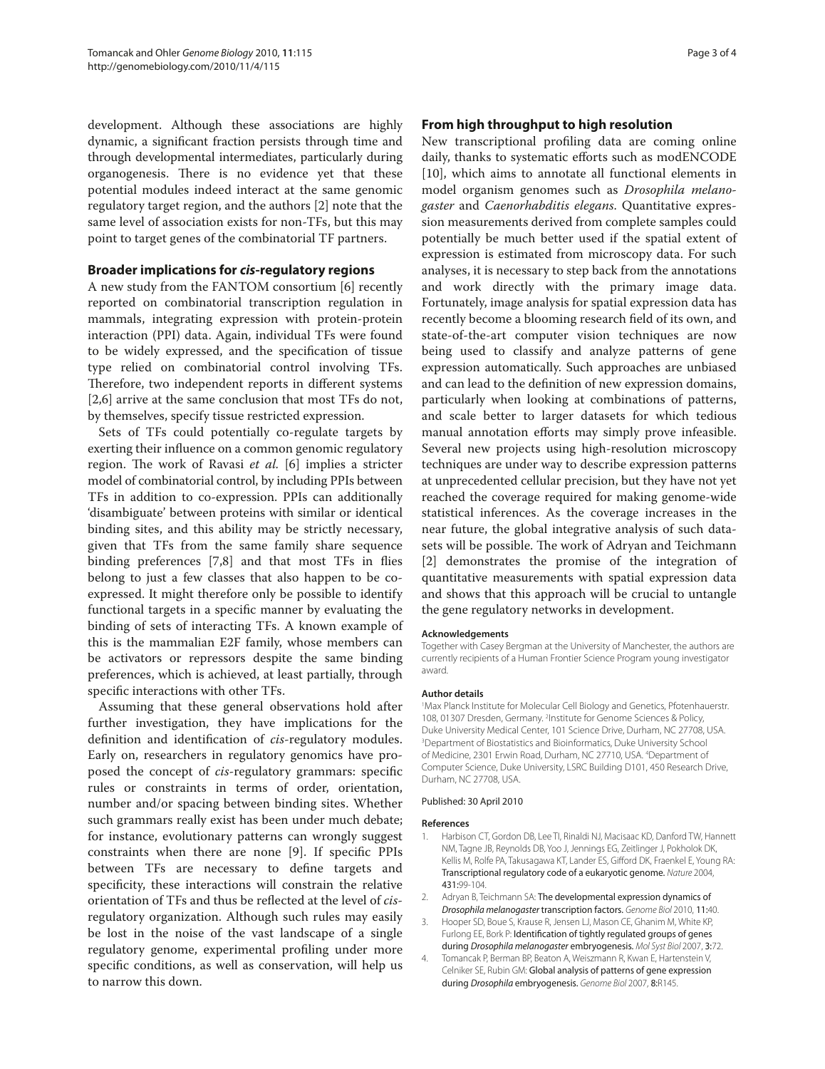development. Although these associations are highly dynamic, a significant fraction persists through time and through developmental intermediates, particularly during organogenesis. There is no evidence yet that these potential modules indeed interact at the same genomic regulatory target region, and the authors [2] note that the same level of association exists for non-TFs, but this may point to target genes of the combinatorial TF partners.

## Broader implications for *cis*-regulatory regions

A new study from the FANTOM consortium [6] recently reported on combinatorial transcription regulation in mammals, integrating expression with protein-protein interaction (PPI) data. Again, individual TFs were found to be widely expressed, and the specification of tissue type relied on combinatorial control involving TFs. Therefore, two independent reports in different systems [2,6] arrive at the same conclusion that most TFs do not, by themselves, specify tissue restricted expression.

Sets of TFs could potentially co-regulate targets by exerting their influence on a common genomic regulatory region. The work of Ravasi *et al.* [6] implies a stricter model of combinatorial control, by including PPIs between TFs in addition to co-expression. PPIs can additionally 'disambiguate' between proteins with similar or identical binding sites, and this ability may be strictly necessary, given that TFs from the same family share sequence binding preferences [7,8] and that most TFs in flies belong to just a few classes that also happen to be co-expressed. It might therefore only be possible to identify functional targets in a specific manner by evaluating the binding of sets of interacting TFs. A known example of this is the mammalian E2F family, whose members can be activators or repressors despite the same binding preferences, which is achieved, at least partially, through specific interactions with other TFs.

Assuming that these general observations hold after further investigation, they have implications for the definition and identification of *cis*-regulatory modules. Early on, researchers in regulatory genomics have proposed the concept of *cis*-regulatory grammars: specific rules or constraints in terms of order, orientation, number and/or spacing between binding sites. Whether such grammars really exist has been under much debate; for instance, evolutionary patterns can wrongly suggest constraints when there are none [9]. If specific PPIs between TFs are necessary to define targets and specificity, these interactions will constrain the relative orientation of TFs and thus be reflected at the level of *cis*-regulatory organization. Although such rules may easily be lost in the noise of the vast landscape of a single regulatory genome, experimental profiling under more specific conditions, as well as conservation, will help us to narrow this down.

## From high throughput to high resolution

New transcriptional profiling data are coming online daily, thanks to systematic efforts such as modENCODE [10], which aims to annotate all functional elements in model organism genomes such as *Drosophila melanogaster* and *Caenorhabditis elegans*. Quantitative expression measurements derived from complete samples could potentially be much better used if the spatial extent of expression is estimated from microscopy data. For such analyses, it is necessary to step back from the annotations and work directly with the primary image data. Fortunately, image analysis for spatial expression data has recently become a blooming research field of its own, and state-of-the-art computer vision techniques are now being used to classify and analyze patterns of gene expression automatically. Such approaches are unbiased and can lead to the definition of new expression domains, particularly when looking at combinations of patterns, and scale better to larger datasets for which tedious manual annotation efforts may simply prove infeasible. Several new projects using high-resolution microscopy techniques are under way to describe expression patterns at unprecedented cellular precision, but they have not yet reached the coverage required for making genome-wide statistical inferences. As the coverage increases in the near future, the global integrative analysis of such datasets will be possible. The work of Adryan and Teichmann [2] demonstrates the promise of the integration of quantitative measurements with spatial expression data and shows that this approach will be crucial to untangle the gene regulatory networks in development.

#### Acknowledgements

Together with Casey Bergman at the University of Manchester, the authors are currently recipients of a Human Frontier Science Program young investigator award.

#### Author details

[1]Max Planck Institute for Molecular Cell Biology and Genetics, Pfotenhauerstr. 108, 01307 Dresden, Germany. [2]Institute for Genome Sciences & Policy, Duke University Medical Center, 101 Science Drive, Durham, NC 27708, USA. [3]Department of Biostatistics and Bioinformatics, Duke University School of Medicine, 2301 Erwin Road, Durham, NC 27710, USA. [4]Department of Computer Science, Duke University, LSRC Building D101, 450 Research Drive, Durham, NC 27708, USA.

Published: 30 April 2010

#### References

1. Harbison CT, Gordon DB, Lee TI, Rinaldi NJ, Macisaac KD, Danford TW, Hannett NM, Tagne JB, Reynolds DB, Yoo J, Jennings EG, Zeitlinger J, Pokholok DK, Kellis M, Rolfe PA, Takusagawa KT, Lander ES, Gifford DK, Fraenkel E, Young RA: **Transcriptional regulatory code of a eukaryotic genome.** *Nature* 2004, **431:**99-104.
2. Adryan B, Teichmann SA: **The developmental expression dynamics of *Drosophila melanogaster* transcription factors.** *Genome Biol* 2010, **11:**40.
3. Hooper SD, Boue S, Krause R, Jensen LJ, Mason CE, Ghanim M, White KP, Furlong EE, Bork P: **Identification of tightly regulated groups of genes during *Drosophila melanogaster* embryogenesis.** *Mol Syst Biol* 2007, **3:**72.
4. Tomancak P, Berman BP, Beaton A, Weiszmann R, Kwan E, Hartenstein V, Celniker SE, Rubin GM: **Global analysis of patterns of gene expression during *Drosophila* embryogenesis.** *Genome Biol* 2007, **8:**R145.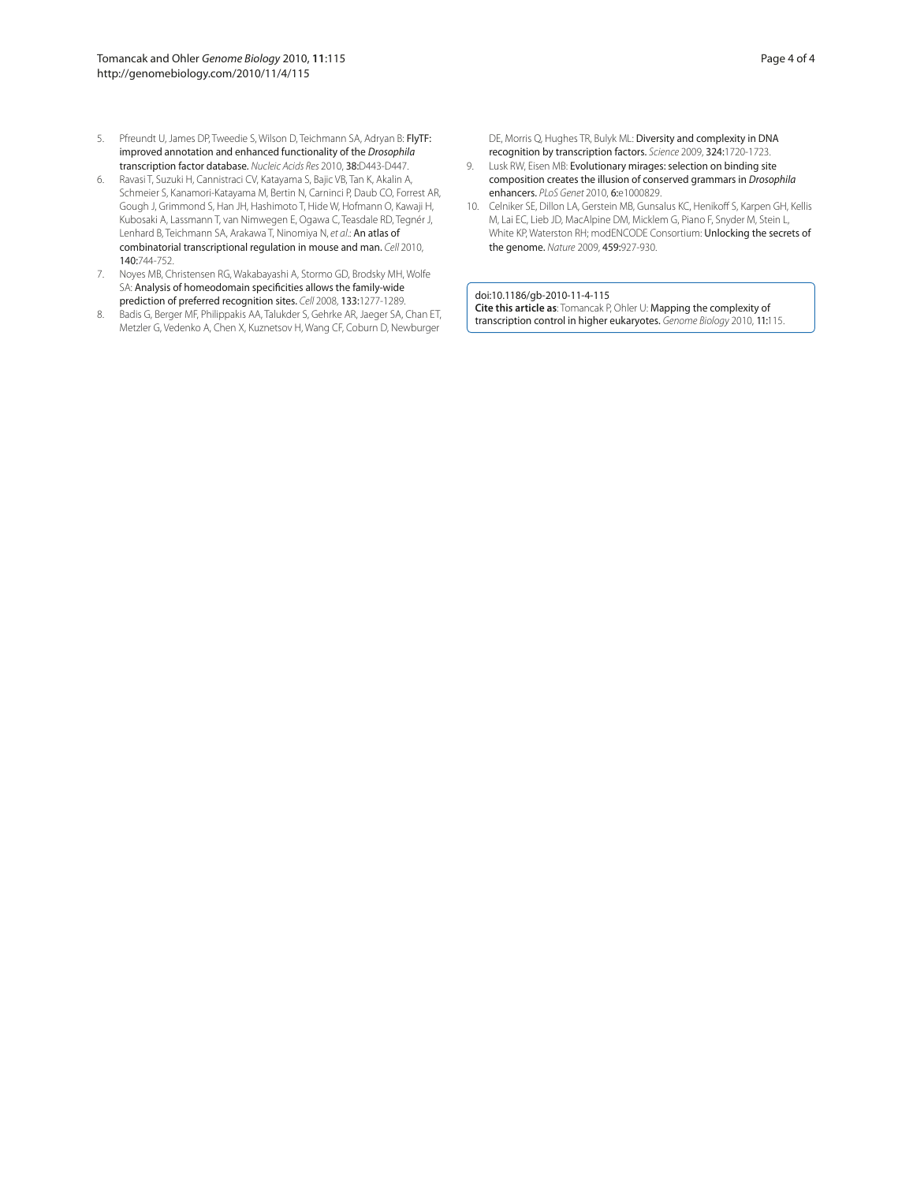5. Pfreundt U, James DP, Tweedie S, Wilson D, Teichmann SA, Adryan B: **FlyTF: improved annotation and enhanced functionality of the *Drosophila* transcription factor database.** *Nucleic Acids Res* 2010, **38:**D443-D447.
6. Ravasi T, Suzuki H, Cannistraci CV, Katayama S, Bajic VB, Tan K, Akalin A, Schmeier S, Kanamori-Katayama M, Bertin N, Carninci P, Daub CO, Forrest AR, Gough J, Grimmond S, Han JH, Hashimoto T, Hide W, Hofmann O, Kawaji H, Kubosaki A, Lassmann T, van Nimwegen E, Ogawa C, Teasdale RD, Tegnér J, Lenhard B, Teichmann SA, Arakawa T, Ninomiya N, *et al.*: **An atlas of combinatorial transcriptional regulation in mouse and man.** *Cell* 2010, **140:**744-752.
7. Noyes MB, Christensen RG, Wakabayashi A, Stormo GD, Brodsky MH, Wolfe SA: **Analysis of homeodomain specificities allows the family-wide prediction of preferred recognition sites.** *Cell* 2008, **133:**1277-1289.
8. Badis G, Berger MF, Philippakis AA, Talukder S, Gehrke AR, Jaeger SA, Chan ET, Metzler G, Vedenko A, Chen X, Kuznetsov H, Wang CF, Coburn D, Newburger DE, Morris Q, Hughes TR, Bulyk ML: **Diversity and complexity in DNA recognition by transcription factors.** *Science* 2009, **324:**1720-1723.
9. Lusk RW, Eisen MB: **Evolutionary mirages: selection on binding site composition creates the illusion of conserved grammars in *Drosophila* enhancers.** *PLoS Genet* 2010, **6:**e1000829.
10. Celniker SE, Dillon LA, Gerstein MB, Gunsalus KC, Henikoff S, Karpen GH, Kellis M, Lai EC, Lieb JD, MacAlpine DM, Micklem G, Piano F, Snyder M, Stein L, White KP, Waterston RH; modENCODE Consortium: **Unlocking the secrets of the genome.** *Nature* 2009, **459:**927-930.

doi:10.1186/gb-2010-11-4-115
**Cite this article as**: Tomancak P, Ohler U: Mapping the complexity of transcription control in higher eukaryotes. *Genome Biology* 2010, **11:**115.